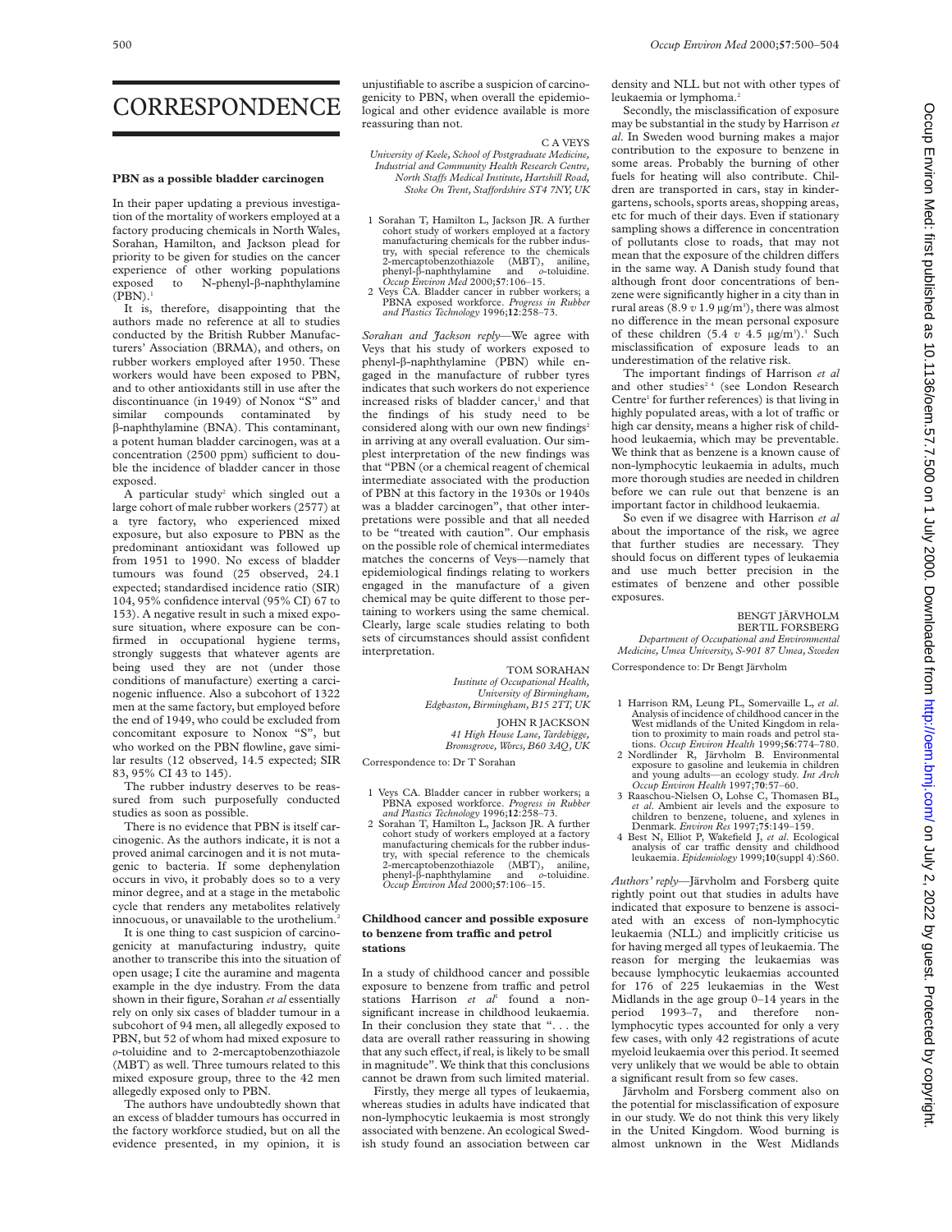# CORRESPONDENCE

## PBN as a possible bladder carcinogen

In their paper updating a previous investigation of the mortality of workers employed at a factory producing chemicals in North Wales, Sorahan, Hamilton, and Jackson plead for priority to be given for studies on the cancer experience of other working populations exposed to N-phenyl-β-naphthylamine (PBN).[1]

It is, therefore, disappointing that the authors made no reference at all to studies conducted by the British Rubber Manufacturers' Association (BRMA), and others, on rubber workers employed after 1950. These workers would have been exposed to PBN, and to other antioxidants still in use after the discontinuance (in 1949) of Nonox "S" and similar compounds contaminated by β-naphthylamine (BNA). This contaminant, a potent human bladder carcinogen, was at a concentration (2500 ppm) sufficient to double the incidence of bladder cancer in those exposed.

A particular study[2] which singled out a large cohort of male rubber workers (2577) at a tyre factory, who experienced mixed exposure, but also exposure to PBN as the predominant antioxidant was followed up from 1951 to 1990. No excess of bladder tumours was found (25 observed, 24.1 expected; standardised incidence ratio (SIR) 104, 95% confidence interval (95% CI) 67 to 153). A negative result in such a mixed exposure situation, where exposure can be confirmed in occupational hygiene terms, strongly suggests that whatever agents are being used they are not (under those conditions of manufacture) exerting a carcinogenic influence. Also a subcohort of 1322 men at the same factory, but employed before the end of 1949, who could be excluded from concomitant exposure to Nonox "S", but who worked on the PBN flowline, gave similar results (12 observed, 14.5 expected; SIR 83, 95% CI 43 to 145).

The rubber industry deserves to be reassured from such purposefully conducted studies as soon as possible.

There is no evidence that PBN is itself carcinogenic. As the authors indicate, it is not a proved animal carcinogen and it is not mutagenic to bacteria. If some dephenylation occurs in vivo, it probably does so to a very minor degree, and at a stage in the metabolic cycle that renders any metabolites relatively innocuous, or unavailable to the urothelium.[2]

It is one thing to cast suspicion of carcinogenicity at manufacturing industry, quite another to transcribe this into the situation of open usage; I cite the auramine and magenta example in the dye industry. From the data shown in their figure, Sorahan *et al* essentially rely on only six cases of bladder tumour in a subcohort of 94 men, all allegedly exposed to PBN, but 52 of whom had mixed exposure to *o*-toluidine and to 2-mercaptobenzothiazole (MBT) as well. Three tumours related to this mixed exposure group, three to the 42 men allegedly exposed only to PBN.

The authors have undoubtedly shown that an excess of bladder tumours has occurred in the factory workforce studied, but on all the evidence presented, in my opinion, it is unjustifiable to ascribe a suspicion of carcinogenicity to PBN, when overall the epidemiological and other evidence available is more reassuring than not.

C A VEYS
*University of Keele, School of Postgraduate Medicine, Industrial and Community Health Research Centre, North Staffs Medical Institute, Hartshill Road, Stoke On Trent, Staffordshire ST4 7NY, UK*

1 Sorahan T, Hamilton L, Jackson JR. A further cohort study of workers employed at a factory manufacturing chemicals for the rubber industry, with special reference to the chemicals 2-mercaptobenzothiazole (MBT), aniline, phenyl-β-naphthylamine and *o*-toluidine. *Occup Environ Med* 2000;**57**:106–15.
2 Veys CA. Bladder cancer in rubber workers; a PBNA exposed workforce. *Progress in Rubber and Plastics Technology* 1996;**12**:258–73.

*Sorahan and Jackson reply*—We agree with Veys that his study of workers exposed to phenyl-β-naphthylamine (PBN) while engaged in the manufacture of rubber tyres indicates that such workers do not experience increased risks of bladder cancer,[1] and that the findings of his study need to be considered along with our own new findings[2] in arriving at any overall evaluation. Our simplest interpretation of the new findings was that "PBN (or a chemical reagent of chemical intermediate associated with the production of PBN at this factory in the 1930s or 1940s was a bladder carcinogen", that other interpretations were possible and that all needed to be "treated with caution". Our emphasis on the possible role of chemical intermediates matches the concerns of Veys—namely that epidemiological findings relating to workers engaged in the manufacture of a given chemical may be quite different to those pertaining to workers using the same chemical. Clearly, large scale studies relating to both sets of circumstances should assist confident interpretation.

TOM SORAHAN
*Institute of Occupational Health, University of Birmingham, Edgbaston, Birmingham, B15 2TT, UK*

JOHN R JACKSON
*41 High House Lane, Tardebigge, Bromsgrove, Worcs, B60 3AQ, UK*

Correspondence to: Dr T Sorahan

1 Veys CA. Bladder cancer in rubber workers; a PBNA exposed workforce. *Progress in Rubber and Plastics Technology* 1996;**12**:258–73.
2 Sorahan T, Hamilton L, Jackson JR. A further cohort study of workers employed at a factory manufacturing chemicals for the rubber industry, with special reference to the chemicals 2-mercaptobenzothiazole (MBT), aniline, phenyl-β-naphthylamine and *o*-toluidine. *Occup Environ Med* 2000;**57**:106–15.

## Childhood cancer and possible exposure to benzene from traffic and petrol stations

In a study of childhood cancer and possible exposure to benzene from traffic and petrol stations Harrison *et al*[1] found a non-significant increase in childhood leukaemia. In their conclusion they state that ". . . the data are overall rather reassuring in showing that any such effect, if real, is likely to be small in magnitude". We think that this conclusions cannot be drawn from such limited material.

Firstly, they merge all types of leukaemia, whereas studies in adults have indicated that non-lymphocytic leukaemia is most strongly associated with benzene. An ecological Swedish study found an association between car density and NLL but not with other types of leukaemia or lymphoma.[2]

Secondly, the misclassification of exposure may be substantial in the study by Harrison *et al*. In Sweden wood burning makes a major contribution to the exposure to benzene in some areas. Probably the burning of other fuels for heating will also contribute. Children are transported in cars, stay in kindergartens, schools, sports areas, shopping areas, etc for much of their days. Even if stationary sampling shows a difference in concentration of pollutants close to roads, that may not mean that the exposure of the children differs in the same way. A Danish study found that although front door concentrations of benzene were significantly higher in a city than in rural areas (8.9 *v* 1.9 μg/m³), there was almost no difference in the mean personal exposure of these children (5.4 *v* 4.5 μg/m³).[3] Such misclassification of exposure leads to an underestimation of the relative risk.

The important findings of Harrison *et al* and other studies[2,4] (see London Research Centre[1] for further references) is that living in highly populated areas, with a lot of traffic or high car density, means a higher risk of childhood leukaemia, which may be preventable. We think that as benzene is a known cause of non-lymphocytic leukaemia in adults, much more thorough studies are needed in children before we can rule out that benzene is an important factor in childhood leukaemia.

So even if we disagree with Harrison *et al* about the importance of the risk, we agree that further studies are necessary. They should focus on different types of leukaemia and use much better precision in the estimates of benzene and other possible exposures.

BENGT JÄRVHOLM
BERTIL FORSBERG
*Department of Occupational and Environmental Medicine, Umea University, S-901 87 Umea, Sweden*

Correspondence to: Dr Bengt Järvholm

1 Harrison RM, Leung PL, Somervaille L, *et al*. Analysis of incidence of childhood cancer in the West midlands of the United Kingdom in relation to proximity to main roads and petrol stations. *Occup Environ Health* 1999;**56**:774–780.
2 Nordlinder R, Järvholm B. Environmental exposure to gasoline and leukemia in children and young adults—an ecology study. *Int Arch Occup Environ Health* 1997;**70**:57–60.
3 Raaschou-Nielsen O, Lohse C, Thomasen BL, *et al*. Ambient air levels and the exposure to children to benzene, toluene, and xylenes in Denmark. *Environ Res* 1997;**75**:149–159.
4 Best N, Elliot P, Wakefield J, *et al*. Ecological analysis of car traffic density and childhood leukaemia. *Epidemiology* 1999;**10**(suppl 4):S60.

*Authors' reply*—Järvholm and Forsberg quite rightly point out that studies in adults have indicated that exposure to benzene is associated with an excess of non-lymphocytic leukaemia (NLL) and implicitly criticise us for having merged all types of leukaemia. The reason for merging the leukaemias was because lymphocytic leukaemias accounted for 176 of 225 leukaemias in the West Midlands in the age group 0–14 years in the period 1993–7, and therefore non-lymphocytic types accounted for only a very few cases, with only 42 registrations of acute myeloid leukaemia over this period. It seemed very unlikely that we would be able to obtain a significant result from so few cases.

Järvholm and Forsberg comment also on the potential for misclassification of exposure in our study. We do not think this very likely in the United Kingdom. Wood burning is almost unknown in the West Midlands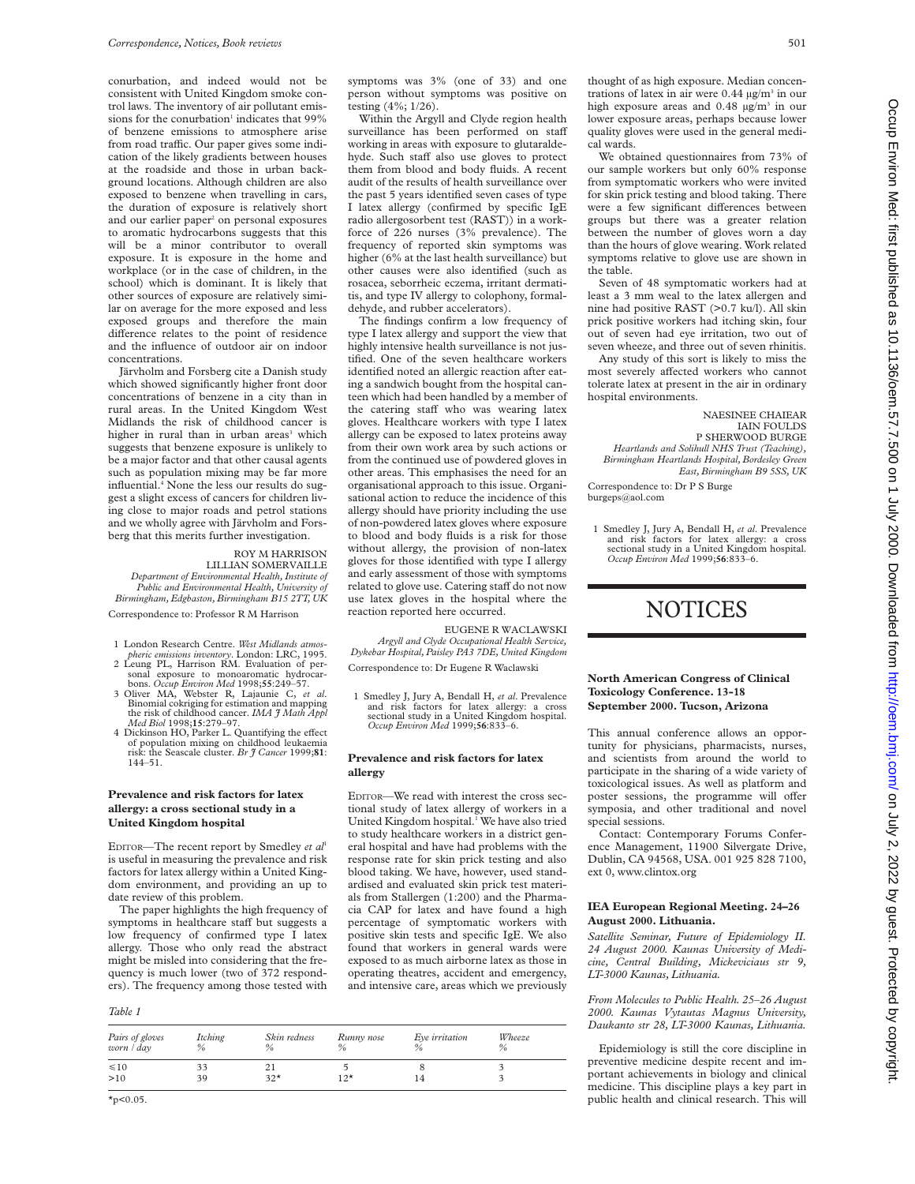conurbation, and indeed would not be consistent with United Kingdom smoke control laws. The inventory of air pollutant emissions for the conurbation[1] indicates that 99% of benzene emissions to atmosphere arise from road traffic. Our paper gives some indication of the likely gradients between houses at the roadside and those in urban background locations. Although children are also exposed to benzene when travelling in cars, the duration of exposure is relatively short and our earlier paper[2] on personal exposures to aromatic hydrocarbons suggests that this will be a minor contributor to overall exposure. It is exposure in the home and workplace (or in the case of children, in the school) which is dominant. It is likely that other sources of exposure are relatively similar on average for the more exposed and less exposed groups and therefore the main difference relates to the point of residence and the influence of outdoor air on indoor concentrations.

Järvholm and Forsberg cite a Danish study which showed significantly higher front door concentrations of benzene in a city than in rural areas. In the United Kingdom West Midlands the risk of childhood cancer is higher in rural than in urban areas[3] which suggests that benzene exposure is unlikely to be a major factor and that other causal agents such as population mixing may be far more influential.[4] None the less our results do suggest a slight excess of cancers for children living close to major roads and petrol stations and we wholly agree with Järvholm and Forsberg that this merits further investigation.

ROY M HARRISON
LILLIAN SOMERVAILLE
*Department of Environmental Health, Institute of Public and Environmental Health, University of Birmingham, Edgbaston, Birmingham B15 2TT, UK*

Correspondence to: Professor R M Harrison

1 London Research Centre. *West Midlands atmospheric emissions inventory*. London: LRC, 1995.
2 Leung PL, Harrison RM. Evaluation of personal exposure to monoaromatic hydrocarbons. *Occup Environ Med* 1998;**55**:249–57.
3 Oliver MA, Webster R, Lajaunie C, *et al*. Binomial cokriging for estimation and mapping the risk of childhood cancer. *IMA J Math Appl Med Biol* 1998;**15**:279–97.
4 Dickinson HO, Parker L. Quantifying the effect of population mixing on childhood leukaemia risk: the Seascale cluster. *Br J Cancer* 1999;**81**: 144–51.

## Prevalence and risk factors for latex allergy: a cross sectional study in a United Kingdom hospital

EDITOR—The recent report by Smedley *et al*[1] is useful in measuring the prevalence and risk factors for latex allergy within a United Kingdom environment, and providing an up to date review of this problem.

The paper highlights the high frequency of symptoms in healthcare staff but suggests a low frequency of confirmed type I latex allergy. Those who only read the abstract might be misled into considering that the frequency is much lower (two of 372 responders). The frequency among those tested with symptoms was 3% (one of 33) and one person without symptoms was positive on testing (4%; 1/26).

Within the Argyll and Clyde region health surveillance has been performed on staff working in areas with exposure to glutaraldehyde. Such staff also use gloves to protect them from blood and body fluids. A recent audit of the results of health surveillance over the past 5 years identified seven cases of type I latex allergy (confirmed by specific IgE radio allergosorbent test (RAST)) in a workforce of 226 nurses (3% prevalence). The frequency of reported skin symptoms was higher (6% at the last health surveillance) but other causes were also identified (such as rosacea, seborrheic eczema, irritant dermatitis, and type IV allergy to colophony, formaldehyde, and rubber accelerators).

The findings confirm a low frequency of type I latex allergy and support the view that highly intensive health surveillance is not justified. One of the seven healthcare workers identified noted an allergic reaction after eating a sandwich bought from the hospital canteen which had been handled by a member of the catering staff who was wearing latex gloves. Healthcare workers with type I latex allergy can be exposed to latex proteins away from their own work area by such actions or from the continued use of powdered gloves in other areas. This emphasises the need for an organisational approach to this issue. Organisational action to reduce the incidence of this allergy should have priority including the use of non-powdered latex gloves where exposure to blood and body fluids is a risk for those without allergy, the provision of non-latex gloves for those identified with type I allergy and early assessment of those with symptoms related to glove use. Catering staff do not now use latex gloves in the hospital where the reaction reported here occurred.

EUGENE R WACLAWSKI
*Argyll and Clyde Occupational Health Service, Dykebar Hospital, Paisley PA3 7DE, United Kingdom*

Correspondence to: Dr Eugene R Waclawski

1 Smedley J, Jury A, Bendall H, *et al*. Prevalence and risk factors for latex allergy: a cross sectional study in a United Kingdom hospital. *Occup Environ Med* 1999;**56**:833–6.

## Prevalence and risk factors for latex allergy

EDITOR—We read with interest the cross sectional study of latex allergy of workers in a United Kingdom hospital.[1] We have also tried to study healthcare workers in a district general hospital and have had problems with the response rate for skin prick testing and also blood taking. We have, however, used standardised and evaluated skin prick test materials from Stallergen (1:200) and the Pharmacia CAP for latex and have found a high percentage of symptomatic workers with positive skin tests and specific IgE. We also found that workers in general wards were exposed to as much airborne latex as those in operating theatres, accident and emergency, and intensive care, areas which we previously thought of as high exposure. Median concentrations of latex in air were 0.44 μg/m³ in our high exposure areas and 0.48 μg/m³ in our lower exposure areas, perhaps because lower quality gloves were used in the general medical wards.

We obtained questionnaires from 73% of our sample workers but only 60% response from symptomatic workers who were invited for skin prick testing and blood taking. There were a few significant differences between groups but there was a greater relation between the number of gloves worn a day than the hours of glove wearing. Work related symptoms relative to glove use are shown in the table.

Seven of 48 symptomatic workers had at least a 3 mm weal to the latex allergen and nine had positive RAST (>0.7 ku/l). All skin prick positive workers had itching skin, four out of seven had eye irritation, two out of seven wheeze, and three out of seven rhinitis.

Any study of this sort is likely to miss the most severely affected workers who cannot tolerate latex at present in the air in ordinary hospital environments.

NAESINEE CHAIEAR
IAIN FOULDS
P SHERWOOD BURGE
*Heartlands and Solihull NHS Trust (Teaching), Birmingham Heartlands Hospital, Bordesley Green East, Birmingham B9 5SS, UK*

Correspondence to: Dr P S Burge
burgeps@aol.com

1 Smedley J, Jury A, Bendall H, *et al*. Prevalence and risk factors for latex allergy: a cross sectional study in a United Kingdom hospital. *Occup Environ Med* 1999;**56**:833–6.

*Table 1*

| *Pairs of gloves worn / day* | *Itching %* | *Skin redness %* | *Runny nose %* | *Eye irritation %* | *Wheeze %* |
|---|---|---|---|---|---|
| ≤10 | 33 | 21 | 5 | 8 | 3 |
| >10 | 39 | 32* | 12* | 14 | 3 |

*$p<0.05$.

# NOTICES

### North American Congress of Clinical Toxicology Conference. 13–18 September 2000. Tucson, Arizona

This annual conference allows an opportunity for physicians, pharmacists, nurses, and scientists from around the world to participate in the sharing of a wide variety of toxicological issues. As well as platform and poster sessions, the programme will offer symposia, and other traditional and novel special sessions.

Contact: Contemporary Forums Conference Management, 11900 Silvergate Drive, Dublin, CA 94568, USA. 001 925 828 7100, ext 0, www.clintox.org

### IEA European Regional Meeting. 24–26 August 2000. Lithuania.

*Satellite Seminar, Future of Epidemiology II. 24 August 2000. Kaunas University of Medicine, Central Building, Mickeviciaus str 9, LT-3000 Kaunas, Lithuania.*

*From Molecules to Public Health. 25–26 August 2000. Kaunas Vytautas Magnus University, Daukanto str 28, LT-3000 Kaunas, Lithuania.*

Epidemiology is still the core discipline in preventive medicine despite recent and important achievements in biology and clinical medicine. This discipline plays a key part in public health and clinical research. This will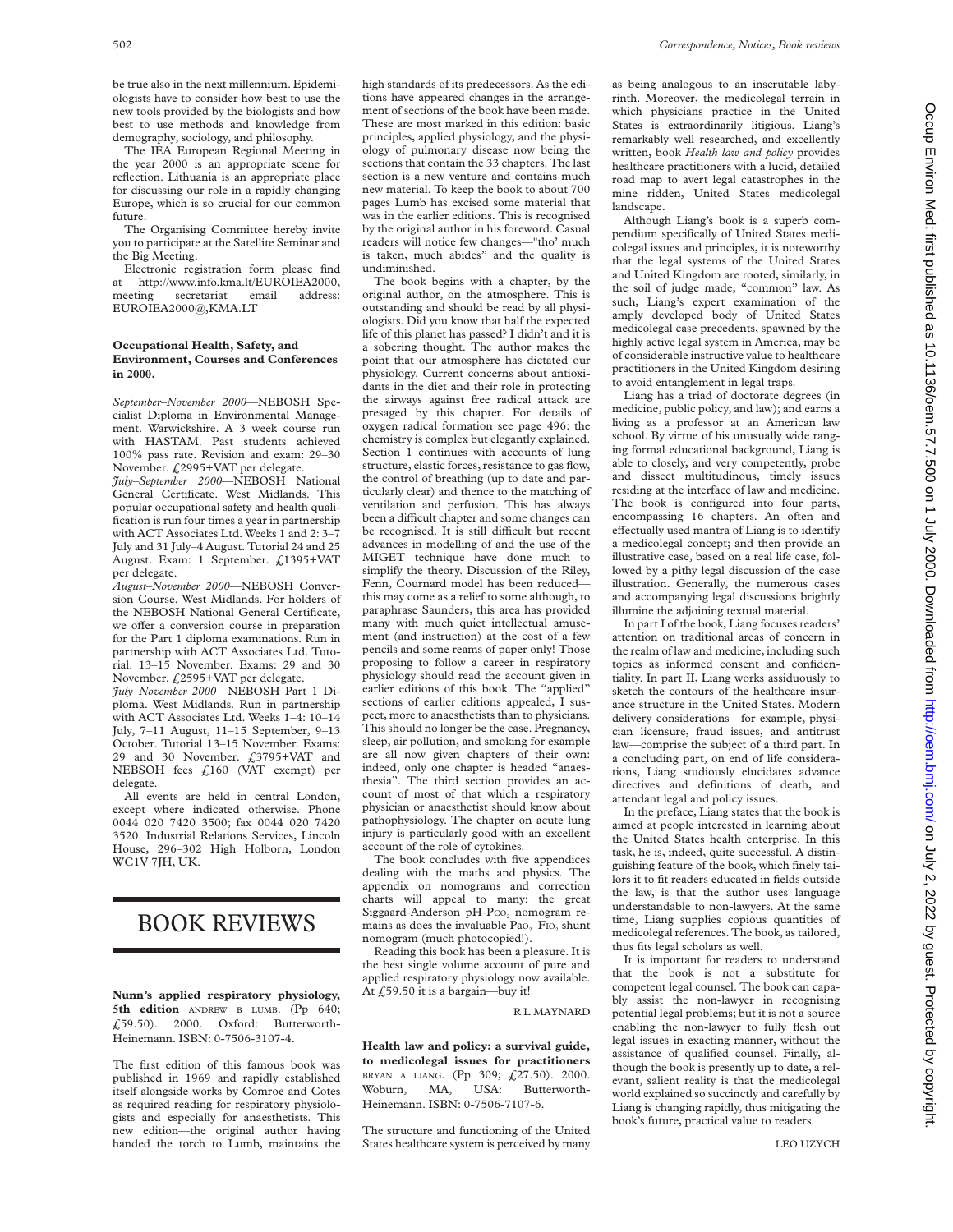be true also in the next millennium. Epidemiologists have to consider how best to use the new tools provided by the biologists and how best to use methods and knowledge from demography, sociology, and philosophy.

The IEA European Regional Meeting in the year 2000 is an appropriate scene for reflection. Lithuania is an appropriate place for discussing our role in a rapidly changing Europe, which is so crucial for our common future.

The Organising Committee hereby invite you to participate at the Satellite Seminar and the Big Meeting.

Electronic registration form please find at http://www.info.kma.lt/EUROIEA2000, meeting secretariat email address: EUROIEA2000@,KMA.LT

**Occupational Health, Safety, and Environment, Courses and Conferences in 2000.**

*September–November 2000*—NEBOSH Specialist Diploma in Environmental Management. Warwickshire. A 3 week course run with HASTAM. Past students achieved 100% pass rate. Revision and exam: 29–30 November. £2995+VAT per delegate.

*July–September 2000*—NEBOSH National General Certificate. West Midlands. This popular occupational safety and health qualification is run four times a year in partnership with ACT Associates Ltd. Weeks 1 and 2: 3–7 July and 31 July–4 August. Tutorial 24 and 25 August. Exam: 1 September. £1395+VAT per delegate.

*August–November 2000*—NEBOSH Conversion Course. West Midlands. For holders of the NEBOSH National General Certificate, we offer a conversion course in preparation for the Part 1 diploma examinations. Run in partnership with ACT Associates Ltd. Tutorial: 13–15 November. Exams: 29 and 30 November. £2595+VAT per delegate.

*July–November 2000*—NEBOSH Part 1 Diploma. West Midlands. Run in partnership with ACT Associates Ltd. Weeks 1–4: 10–14 July, 7–11 August, 11–15 September, 9–13 October. Tutorial 13–15 November. Exams: 29 and 30 November. £3795+VAT and NEBSOH fees £160 (VAT exempt) per delegate.

All events are held in central London, except where indicated otherwise. Phone 0044 020 7420 3500; fax 0044 020 7420 3520. Industrial Relations Services, Lincoln House, 296–302 High Holborn, London WC1V 7JH, UK.

# BOOK REVIEWS

**Nunn's applied respiratory physiology, 5th edition** ANDREW B LUMB. (Pp 640; £59.50). 2000. Oxford: Butterworth-Heinemann. ISBN: 0-7506-3107-4.

The first edition of this famous book was published in 1969 and rapidly established itself alongside works by Comroe and Cotes as required reading for respiratory physiologists and especially for anaesthetists. This new edition—the original author having handed the torch to Lumb, maintains the high standards of its predecessors. As the editions have appeared changes in the arrangement of sections of the book have been made. These are most marked in this edition: basic principles, applied physiology, and the physiology of pulmonary disease now being the sections that contain the 33 chapters. The last section is a new venture and contains much new material. To keep the book to about 700 pages Lumb has excised some material that was in the earlier editions. This is recognised by the original author in his foreword. Casual readers will notice few changes—"tho' much is taken, much abides" and the quality is undiminished.

The book begins with a chapter, by the original author, on the atmosphere. This is outstanding and should be read by all physiologists. Did you know that half the expected life of this planet has passed? I didn't and it is a sobering thought. The author makes the point that our atmosphere has dictated our physiology. Current concerns about antioxidants in the diet and their role in protecting the airways against free radical attack are presaged by this chapter. For details of oxygen radical formation see page 496: the chemistry is complex but elegantly explained. Section 1 continues with accounts of lung structure, elastic forces, resistance to gas flow, the control of breathing (up to date and particularly clear) and thence to the matching of ventilation and perfusion. This has always been a difficult chapter and some changes can be recognised. It is still difficult but recent advances in modelling of and the use of the MIGET technique have done much to simplify the theory. Discussion of the Riley, Fenn, Cournard model has been reduced—this may come as a relief to some although, to paraphrase Saunders, this area has provided many with much quiet intellectual amusement (and instruction) at the cost of a few pencils and some reams of paper only! Those proposing to follow a career in respiratory physiology should read the account given in earlier editions of this book. The "applied" sections of earlier editions appealed, I suspect, more to anaesthetists than to physicians. This should no longer be the case. Pregnancy, sleep, air pollution, and smoking for example are all now given chapters of their own: indeed, only one chapter is headed "anaesthesia". The third section provides an account of most of that which a respiratory physician or anaesthetist should know about pathophysiology. The chapter on acute lung injury is particularly good with an excellent account of the role of cytokines.

The book concludes with five appendices dealing with the maths and physics. The appendix on nomograms and correction charts will appeal to many: the great Siggaard-Anderson pH-$P_{CO_2}$ nomogram remains as does the invaluable $Pa_{O_2}$–$F_{IO_2}$ shunt nomogram (much photocopied!).

Reading this book has been a pleasure. It is the best single volume account of pure and applied respiratory physiology now available. At £59.50 it is a bargain—buy it!

R L MAYNARD

**Health law and policy: a survival guide, to medicolegal issues for practitioners** BRYAN A LIANG. (Pp 309; £27.50). 2000. Woburn, MA, USA: Butterworth-Heinemann. ISBN: 0-7506-7107-6.

The structure and functioning of the United States healthcare system is perceived by many as being analogous to an inscrutable labyrinth. Moreover, the medicolegal terrain in which physicians practice in the United States is extraordinarily litigious. Liang's remarkably well researched, and excellently written, book *Health law and policy* provides healthcare practitioners with a lucid, detailed road map to avert legal catastrophes in the mine ridden, United States medicolegal landscape.

Although Liang's book is a superb compendium specifically of United States medicolegal issues and principles, it is noteworthy that the legal systems of the United States and United Kingdom are rooted, similarly, in the soil of judge made, "common" law. As such, Liang's expert examination of the amply developed body of United States medicolegal case precedents, spawned by the highly active legal system in America, may be of considerable instructive value to healthcare practitioners in the United Kingdom desiring to avoid entanglement in legal traps.

Liang has a triad of doctorate degrees (in medicine, public policy, and law); and earns a living as a professor at an American law school. By virtue of his unusually wide ranging formal educational background, Liang is able to closely, and very competently, probe and dissect multitudinous, timely issues residing at the interface of law and medicine. The book is configured into four parts, encompassing 16 chapters. An often and effectually used mantra of Liang is to identify a medicolegal concept; and then provide an illustrative case, based on a real life case, followed by a pithy legal discussion of the case illustration. Generally, the numerous cases and accompanying legal discussions brightly illumine the adjoining textual material.

In part I of the book, Liang focuses readers' attention on traditional areas of concern in the realm of law and medicine, including such topics as informed consent and confidentiality. In part II, Liang works assiduously to sketch the contours of the healthcare insurance structure in the United States. Modern delivery considerations—for example, physician licensure, fraud issues, and antitrust law—comprise the subject of a third part. In a concluding part, on end of life considerations, Liang studiously elucidates advance directives and definitions of death, and attendant legal and policy issues.

In the preface, Liang states that the book is aimed at people interested in learning about the United States health enterprise. In this task, he is, indeed, quite successful. A distinguishing feature of the book, which finely tailors it to fit readers educated in fields outside the law, is that the author uses language understandable to non-lawyers. At the same time, Liang supplies copious quantities of medicolegal references. The book, as tailored, thus fits legal scholars as well.

It is important for readers to understand that the book is not a substitute for competent legal counsel. The book can capably assist the non-lawyer in recognising potential legal problems; but it is not a source enabling the non-lawyer to fully flesh out legal issues in exacting manner, without the assistance of qualified counsel. Finally, although the book is presently up to date, a relevant, salient reality is that the medicolegal world explained so succinctly and carefully by Liang is changing rapidly, thus mitigating the book's future, practical value to readers.

LEO UZYCH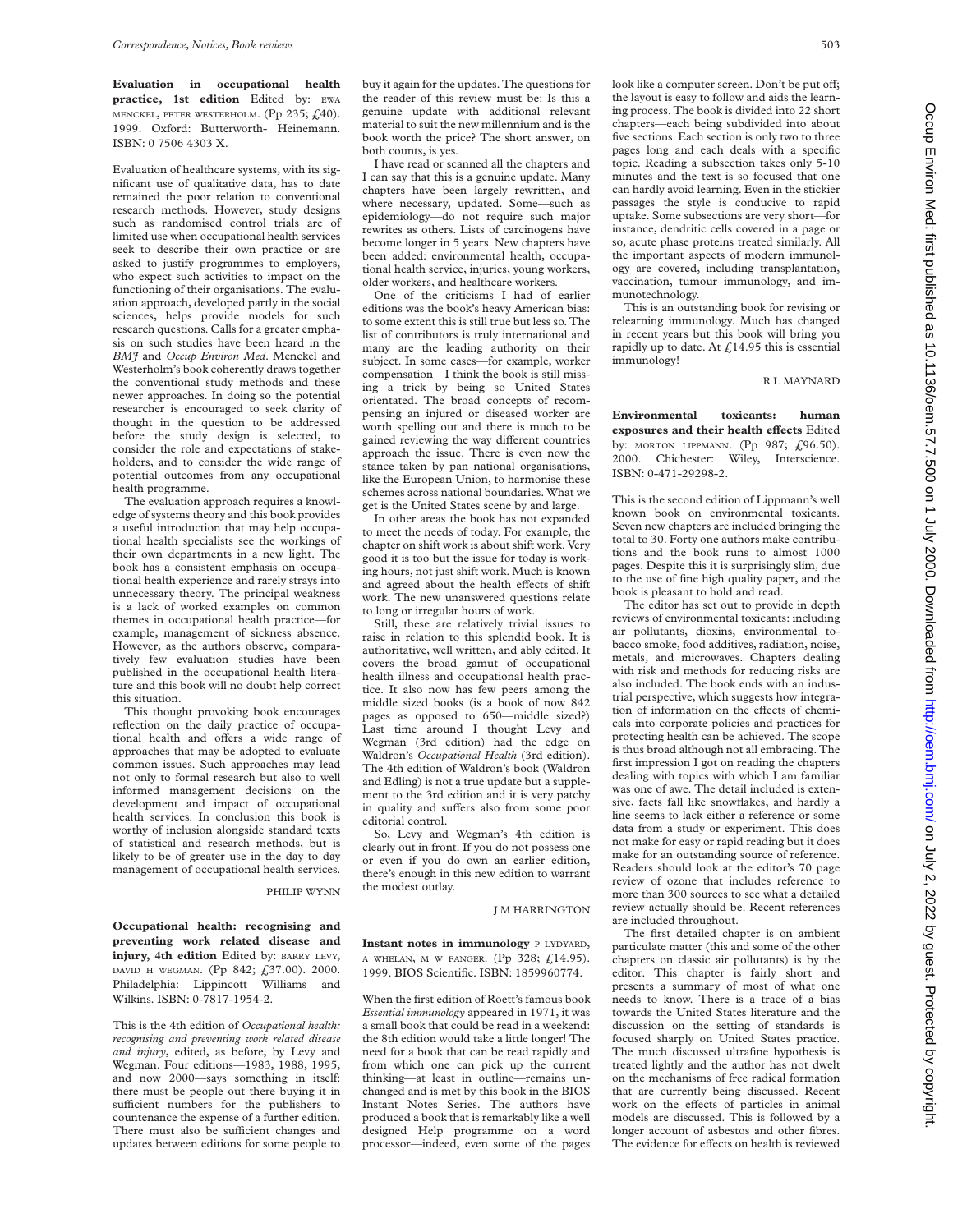**Evaluation in occupational health practice, 1st edition** Edited by: EWA MENCKEL, PETER WESTERHOLM. (Pp 235; £40). 1999. Oxford: Butterworth- Heinemann. ISBN: 0 7506 4303 X.

Evaluation of healthcare systems, with its significant use of qualitative data, has to date remained the poor relation to conventional research methods. However, study designs such as randomised control trials are of limited use when occupational health services seek to describe their own practice or are asked to justify programmes to employers, who expect such activities to impact on the functioning of their organisations. The evaluation approach, developed partly in the social sciences, helps provide models for such research questions. Calls for a greater emphasis on such studies have been heard in the *BMJ* and *Occup Environ Med*. Menckel and Westerholm's book coherently draws together the conventional study methods and these newer approaches. In doing so the potential researcher is encouraged to seek clarity of thought in the question to be addressed before the study design is selected, to consider the role and expectations of stakeholders, and to consider the wide range of potential outcomes from any occupational health programme.

The evaluation approach requires a knowledge of systems theory and this book provides a useful introduction that may help occupational health specialists see the workings of their own departments in a new light. The book has a consistent emphasis on occupational health experience and rarely strays into unnecessary theory. The principal weakness is a lack of worked examples on common themes in occupational health practice—for example, management of sickness absence. However, as the authors observe, comparatively few evaluation studies have been published in the occupational health literature and this book will no doubt help correct this situation.

This thought provoking book encourages reflection on the daily practice of occupational health and offers a wide range of approaches that may be adopted to evaluate common issues. Such approaches may lead not only to formal research but also to well informed management decisions on the development and impact of occupational health services. In conclusion this book is worthy of inclusion alongside standard texts of statistical and research methods, but is likely to be of greater use in the day to day management of occupational health services.

PHILIP WYNN

**Occupational health: recognising and preventing work related disease and injury, 4th edition** Edited by: BARRY LEVY, DAVID H WEGMAN. (Pp 842; £37.00). 2000. Philadelphia: Lippincott Williams and Wilkins. ISBN: 0-7817-1954-2.

This is the 4th edition of *Occupational health: recognising and preventing work related disease and injury*, edited, as before, by Levy and Wegman. Four editions—1983, 1988, 1995, and now 2000—says something in itself: there must be people out there buying it in sufficient numbers for the publishers to countenance the expense of a further edition. There must also be sufficient changes and updates between editions for some people to buy it again for the updates. The questions for the reader of this review must be: Is this a genuine update with additional relevant material to suit the new millennium and is the book worth the price? The short answer, on both counts, is yes.

I have read or scanned all the chapters and I can say that this is a genuine update. Many chapters have been largely rewritten, and where necessary, updated. Some—such as epidemiology—do not require such major rewrites as others. Lists of carcinogens have become longer in 5 years. New chapters have been added: environmental health, occupational health service, injuries, young workers, older workers, and healthcare workers.

One of the criticisms I had of earlier editions was the book's heavy American bias: to some extent this is still true but less so. The list of contributors is truly international and many are the leading authority on their subject. In some cases—for example, worker compensation—I think the book is still missing a trick by being so United States orientated. The broad concepts of recompensing an injured or diseased worker are worth spelling out and there is much to be gained reviewing the way different countries approach the issue. There is even now the stance taken by pan national organisations, like the European Union, to harmonise these schemes across national boundaries. What we get is the United States scene by and large.

In other areas the book has not expanded to meet the needs of today. For example, the chapter on shift work is about shift work. Very good it is too but the issue for today is working hours, not just shift work. Much is known and agreed about the health effects of shift work. The new unanswered questions relate to long or irregular hours of work.

Still, these are relatively trivial issues to raise in relation to this splendid book. It is authoritative, well written, and ably edited. It covers the broad gamut of occupational health illness and occupational health practice. It also now has few peers among the middle sized books (is a book of now 842 pages as opposed to 650—middle sized?) Last time around I thought Levy and Wegman (3rd edition) had the edge on Waldron's *Occupational Health* (3rd edition). The 4th edition of Waldron's book (Waldron and Edling) is not a true update but a supplement to the 3rd edition and it is very patchy in quality and suffers also from some poor editorial control.

So, Levy and Wegman's 4th edition is clearly out in front. If you do not possess one or even if you do own an earlier edition, there's enough in this new edition to warrant the modest outlay.

J M HARRINGTON

**Instant notes in immunology** P LYDYARD, A WHELAN, M W FANGER. (Pp 328; £14.95). 1999. BIOS Scientific. ISBN: 1859960774.

When the first edition of Roett's famous book *Essential immunology* appeared in 1971, it was a small book that could be read in a weekend: the 8th edition would take a little longer! The need for a book that can be read rapidly and from which one can pick up the current thinking—at least in outline—remains unchanged and is met by this book in the BIOS Instant Notes Series. The authors have produced a book that is remarkably like a well designed Help programme on a word processor—indeed, even some of the pages look like a computer screen. Don't be put off; the layout is easy to follow and aids the learning process. The book is divided into 22 short chapters—each being subdivided into about five sections. Each section is only two to three pages long and each deals with a specific topic. Reading a subsection takes only 5-10 minutes and the text is so focused that one can hardly avoid learning. Even in the stickier passages the style is conducive to rapid uptake. Some subsections are very short—for instance, dendritic cells covered in a page or so, acute phase proteins treated similarly. All the important aspects of modern immunology are covered, including transplantation, vaccination, tumour immunology, and immunotechnology.

This is an outstanding book for revising or relearning immunology. Much has changed in recent years but this book will bring you rapidly up to date. At £14.95 this is essential immunology!

R L MAYNARD

**Environmental toxicants: human exposures and their health effects** Edited by: MORTON LIPPMANN. (Pp 987; £96.50). 2000. Chichester: Wiley, Interscience. ISBN: 0-471-29298-2.

This is the second edition of Lippmann's well known book on environmental toxicants. Seven new chapters are included bringing the total to 30. Forty one authors make contributions and the book runs to almost 1000 pages. Despite this it is surprisingly slim, due to the use of fine high quality paper, and the book is pleasant to hold and read.

The editor has set out to provide in depth reviews of environmental toxicants: including air pollutants, dioxins, environmental tobacco smoke, food additives, radiation, noise, metals, and microwaves. Chapters dealing with risk and methods for reducing risks are also included. The book ends with an industrial perspective, which suggests how integration of information on the effects of chemicals into corporate policies and practices for protecting health can be achieved. The scope is thus broad although not all embracing. The first impression I got on reading the chapters dealing with topics with which I am familiar was one of awe. The detail included is extensive, facts fall like snowflakes, and hardly a line seems to lack either a reference or some data from a study or experiment. This does not make for easy or rapid reading but it does make for an outstanding source of reference. Readers should look at the editor's 70 page review of ozone that includes reference to more than 300 sources to see what a detailed review actually should be. Recent references are included throughout.

The first detailed chapter is on ambient particulate matter (this and some of the other chapters on classic air pollutants) is by the editor. This chapter is fairly short and presents a summary of most of what one needs to know. There is a trace of a bias towards the United States literature and the discussion on the setting of standards is focused sharply on United States practice. The much discussed ultrafine hypothesis is treated lightly and the author has not dwelt on the mechanisms of free radical formation that are currently being discussed. Recent work on the effects of particles in animal models are discussed. This is followed by a longer account of asbestos and other fibres. The evidence for effects on health is reviewed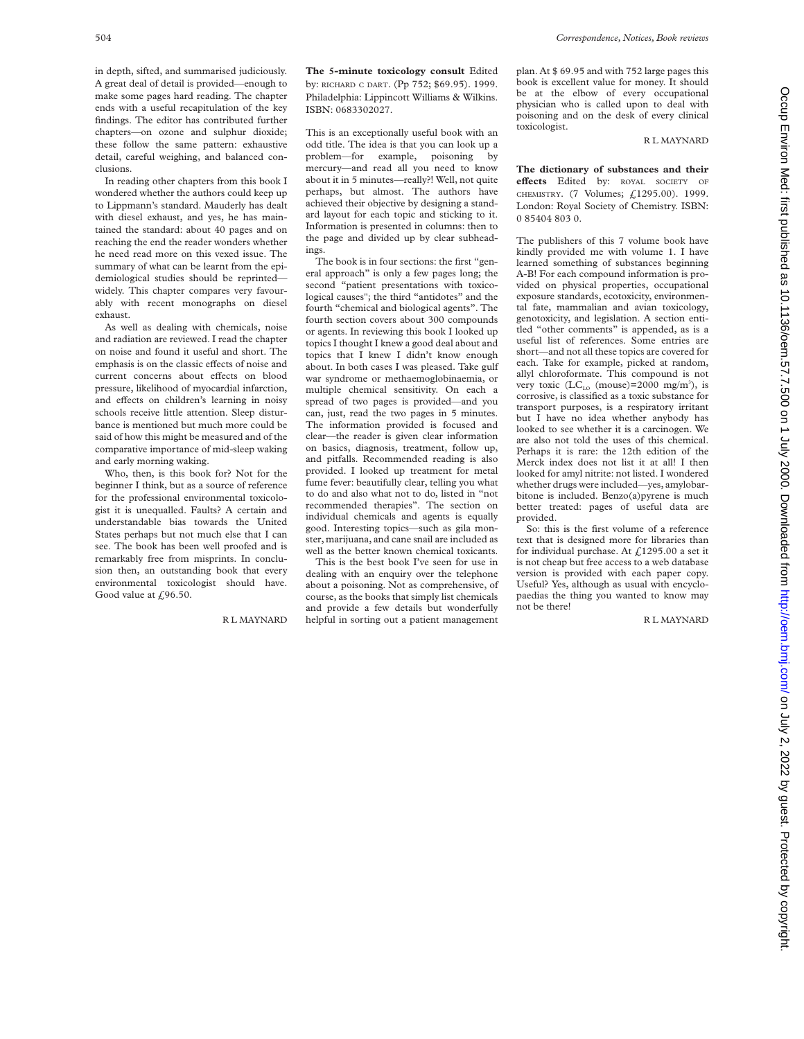in depth, sifted, and summarised judiciously. A great deal of detail is provided—enough to make some pages hard reading. The chapter ends with a useful recapitulation of the key findings. The editor has contributed further chapters—on ozone and sulphur dioxide; these follow the same pattern: exhaustive detail, careful weighing, and balanced conclusions.

In reading other chapters from this book I wondered whether the authors could keep up to Lippmann's standard. Mauderly has dealt with diesel exhaust, and yes, he has maintained the standard: about 40 pages and on reaching the end the reader wonders whether he need read more on this vexed issue. The summary of what can be learnt from the epidemiological studies should be reprinted—widely. This chapter compares very favourably with recent monographs on diesel exhaust.

As well as dealing with chemicals, noise and radiation are reviewed. I read the chapter on noise and found it useful and short. The emphasis is on the classic effects of noise and current concerns about effects on blood pressure, likelihood of myocardial infarction, and effects on children's learning in noisy schools receive little attention. Sleep disturbance is mentioned but much more could be said of how this might be measured and of the comparative importance of mid-sleep waking and early morning waking.

Who, then, is this book for? Not for the beginner I think, but as a source of reference for the professional environmental toxicologist it is unequalled. Faults? A certain and understandable bias towards the United States perhaps but not much else that I can see. The book has been well proofed and is remarkably free from misprints. In conclusion then, an outstanding book that every environmental toxicologist should have. Good value at £96.50.

R L MAYNARD

**The 5-minute toxicology consult** Edited by: RICHARD C DART. (Pp 752; $69.95). 1999. Philadelphia: Lippincott Williams & Wilkins. ISBN: 0683302027.

This is an exceptionally useful book with an odd title. The idea is that you can look up a problem—for example, poisoning by mercury—and read all you need to know about it in 5 minutes—really?! Well, not quite perhaps, but almost. The authors have achieved their objective by designing a standard layout for each topic and sticking to it. Information is presented in columns: then to the page and divided up by clear subheadings.

The book is in four sections: the first "general approach" is only a few pages long; the second "patient presentations with toxicological causes"; the third "antidotes" and the fourth "chemical and biological agents". The fourth section covers about 300 compounds or agents. In reviewing this book I looked up topics I thought I knew a good deal about and topics that I knew I didn't know enough about. In both cases I was pleased. Take gulf war syndrome or methaemoglobinaemia, or multiple chemical sensitivity. On each a spread of two pages is provided—and you can, just, read the two pages in 5 minutes. The information provided is focused and clear—the reader is given clear information on basics, diagnosis, treatment, follow up, and pitfalls. Recommended reading is also provided. I looked up treatment for metal fume fever: beautifully clear, telling you what to do and also what not to do, listed in "not recommended therapies". The section on individual chemicals and agents is equally good. Interesting topics—such as gila monster, marijuana, and cane snail are included as well as the better known chemical toxicants.

This is the best book I've seen for use in dealing with an enquiry over the telephone about a poisoning. Not as comprehensive, of course, as the books that simply list chemicals and provide a few details but wonderfully helpful in sorting out a patient management plan. At $ 69.95 and with 752 large pages this book is excellent value for money. It should be at the elbow of every occupational physician who is called upon to deal with poisoning and on the desk of every clinical toxicologist.

R L MAYNARD

**The dictionary of substances and their effects** Edited by: ROYAL SOCIETY OF CHEMISTRY. (7 Volumes; £1295.00). 1999. London: Royal Society of Chemistry. ISBN: 0 85404 803 0.

The publishers of this 7 volume book have kindly provided me with volume 1. I have learned something of substances beginning A-B! For each compound information is provided on physical properties, occupational exposure standards, ecotoxicity, environmental fate, mammalian and avian toxicology, genotoxicity, and legislation. A section entitled "other comments" is appended, as is a useful list of references. Some entries are short—and not all these topics are covered for each. Take for example, picked at random, allyl chloroformate. This compound is not very toxic ($LC_{LO}$ (mouse)=2000 mg/m$^3$), is corrosive, is classified as a toxic substance for transport purposes, is a respiratory irritant but I have no idea whether anybody has looked to see whether it is a carcinogen. We are also not told the uses of this chemical. Perhaps it is rare: the 12th edition of the Merck index does not list it at all! I then looked for amyl nitrite: not listed. I wondered whether drugs were included—yes, amylobarbitone is included. Benzo(a)pyrene is much better treated: pages of useful data are provided.

So: this is the first volume of a reference text that is designed more for libraries than for individual purchase. At £1295.00 a set it is not cheap but free access to a web database version is provided with each paper copy. Useful? Yes, although as usual with encyclopaedias the thing you wanted to know may not be there!

R L MAYNARD